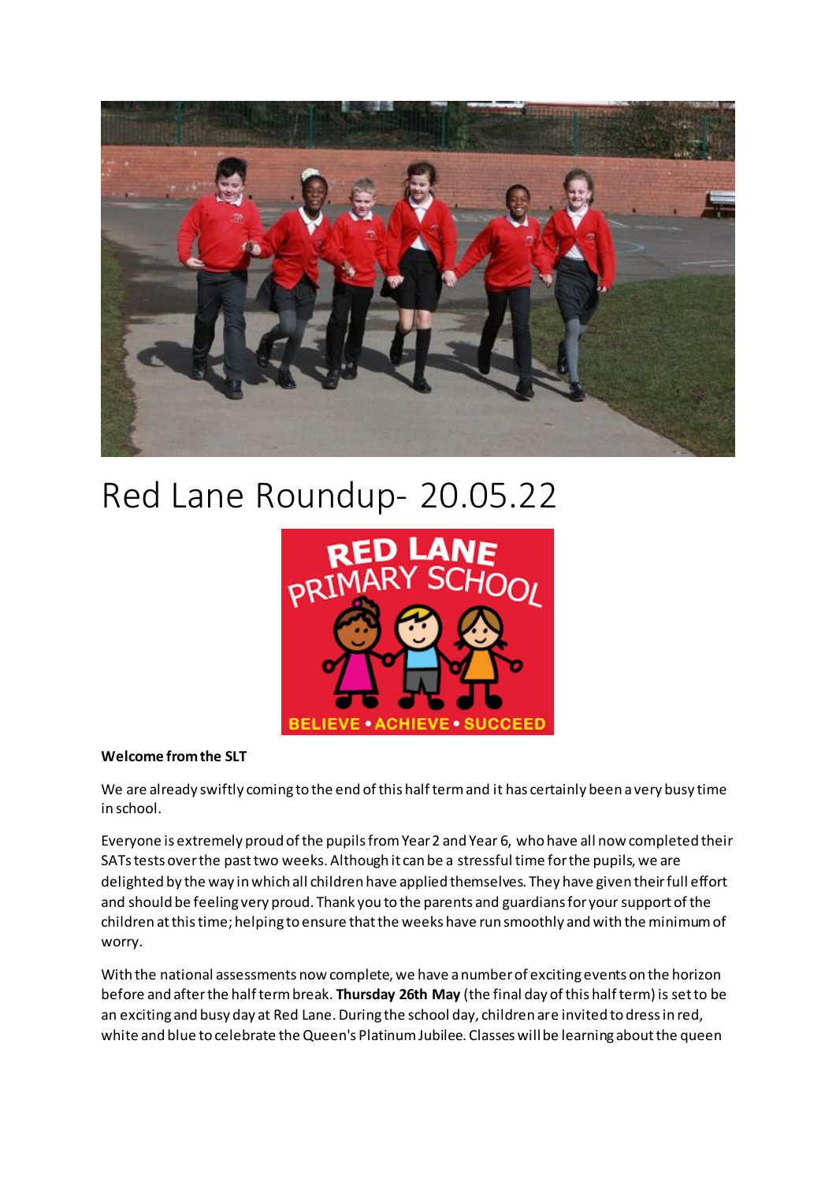# Red Lane Roundup- 20.05.22

**Welcome from the SLT**

We are already swiftly coming to the end of this half term and it has certainly been a very busy time in school.

Everyone is extremely proud of the pupils from Year 2 and Year 6, who have all now completed their SATs tests over the past two weeks. Although it can be a stressful time for the pupils, we are delighted by the way in which all children have applied themselves. They have given their full effort and should be feeling very proud. Thank you to the parents and guardians for your support of the children at this time; helping to ensure that the weeks have run smoothly and with the minimum of worry.

With the national assessments now complete, we have a number of exciting events on the horizon before and after the half term break. **Thursday 26th May** (the final day of this half term) is set to be an exciting and busy day at Red Lane. During the school day, children are invited to dress in red, white and blue to celebrate the Queen's Platinum Jubilee. Classes will be learning about the queen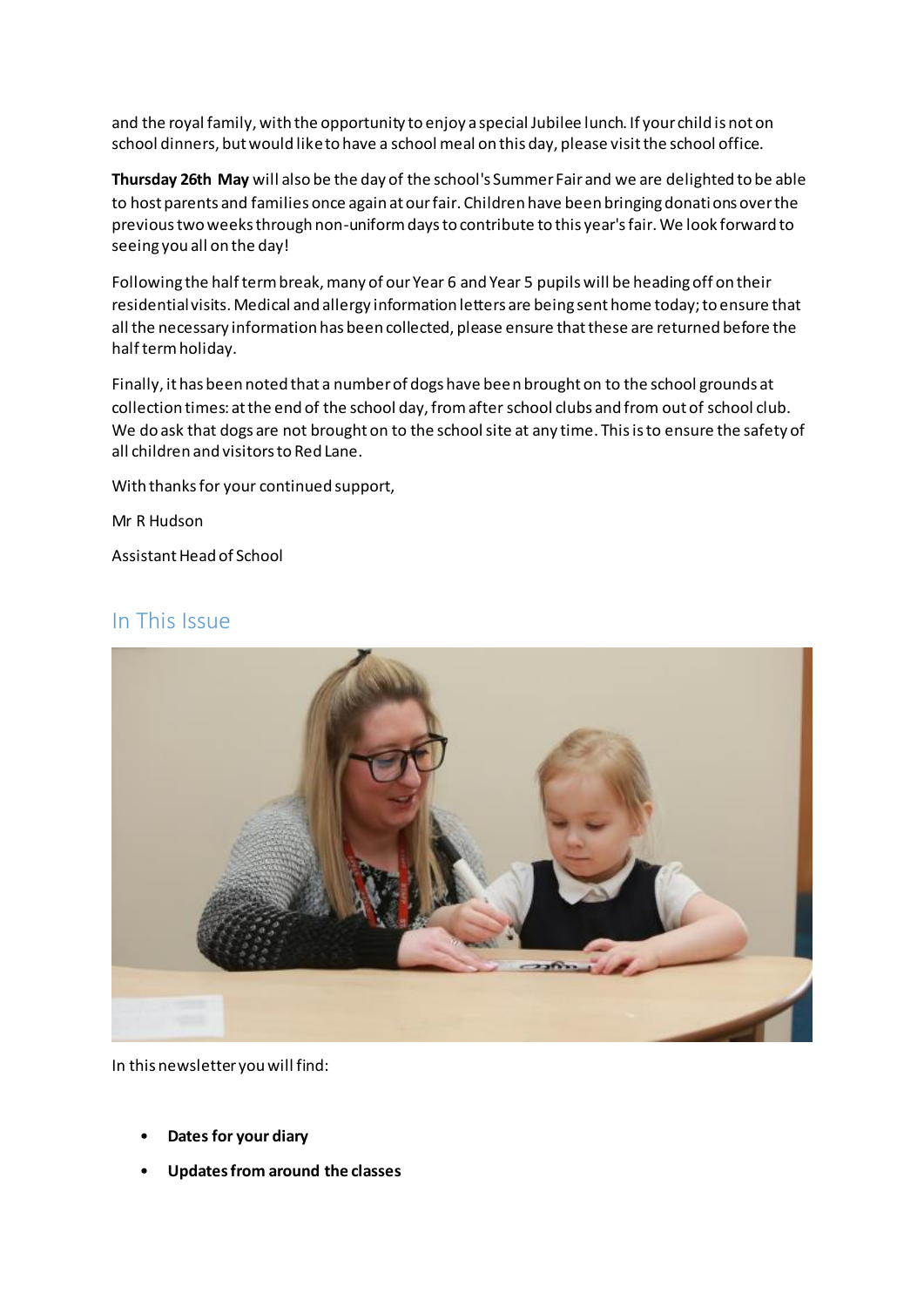and the royal family, with the opportunity to enjoy a special Jubilee lunch. If your child is not on school dinners, but would like to have a school meal on this day, please visit the school office.

**Thursday 26th May** will also be the day of the school's Summer Fair and we are delighted to be able to host parents and families once again at our fair. Children have been bringing donations over the previous two weeks through non-uniform days to contribute to this year's fair. We look forward to seeing you all on the day!

Following the half term break, many of our Year 6 and Year 5 pupils will be heading off on their residential visits. Medical and allergy information letters are being sent home today; to ensure that all the necessary information has been collected, please ensure that these are returned before the half term holiday.

Finally, it has been noted that a number of dogs have been brought on to the school grounds at collection times: at the end of the school day, from after school clubs and from out of school club. We do ask that dogs are not brought on to the school site at any time. This is to ensure the safety of all children and visitors to Red Lane.

With thanks for your continued support,

Mr R Hudson

Assistant Head of School

## In This Issue

In this newsletter you will find:

- **Dates for your diary**
- **Updates from around the classes**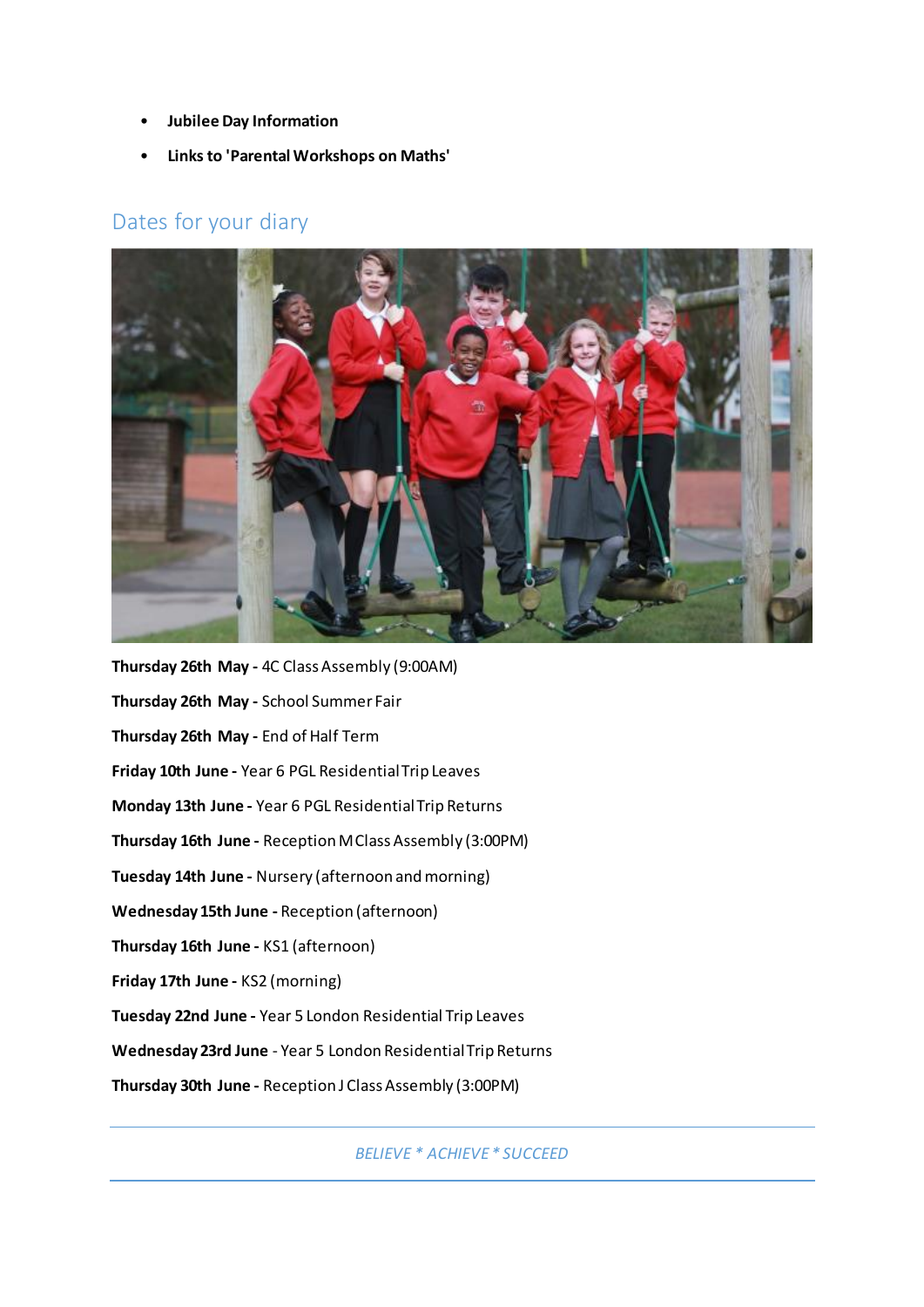- **Jubilee Day Information**
- **Links to 'Parental Workshops on Maths'**

## Dates for your diary

**Thursday 26th May -** 4C Class Assembly (9:00AM)

**Thursday 26th May -** School Summer Fair

**Thursday 26th May -** End of Half Term

**Friday 10th June -** Year 6 PGL Residential Trip Leaves

**Monday 13th June -** Year 6 PGL Residential Trip Returns

**Thursday 16th June -** Reception M Class Assembly (3:00PM)

**Tuesday 14th June -** Nursery (afternoon and morning)

**Wednesday 15th June -** Reception (afternoon)

**Thursday 16th June -** KS1 (afternoon)

**Friday 17th June -** KS2 (morning)

**Tuesday 22nd June -** Year 5 London Residential Trip Leaves

**Wednesday 23rd June** - Year 5 London Residential Trip Returns

**Thursday 30th June -** Reception J Class Assembly (3:00PM)

*BELIEVE * ACHIEVE * SUCCEED*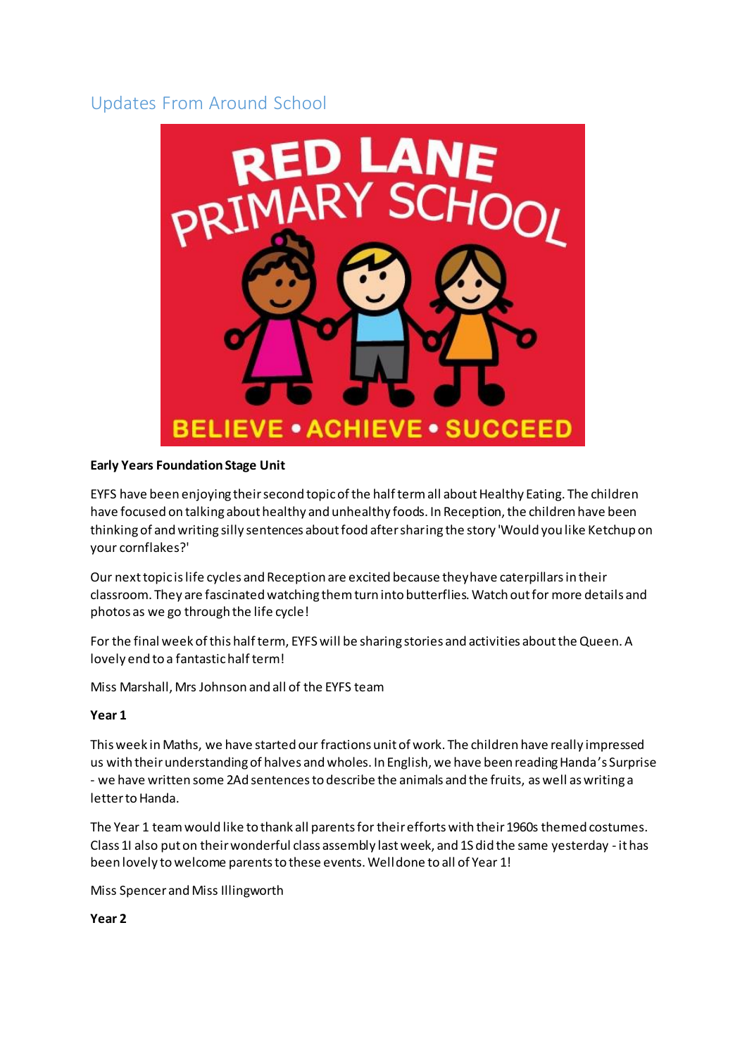## Updates From Around School

**Early Years Foundation Stage Unit**

EYFS have been enjoying their second topic of the half term all about Healthy Eating. The children have focused on talking about healthy and unhealthy foods. In Reception, the children have been thinking of and writing silly sentences about food after sharing the story 'Would you like Ketchup on your cornflakes?'

Our next topic is life cycles and Reception are excited because they have caterpillars in their classroom. They are fascinated watching them turn into butterflies. Watch out for more details and photos as we go through the life cycle!

For the final week of this half term, EYFS will be sharing stories and activities about the Queen. A lovely end to a fantastic half term!

Miss Marshall, Mrs Johnson and all of the EYFS team

**Year 1**

This week in Maths, we have started our fractions unit of work. The children have really impressed us with their understanding of halves and wholes. In English, we have been reading Handa's Surprise - we have written some 2Ad sentences to describe the animals and the fruits, as well as writing a letter to Handa.

The Year 1 team would like to thank all parents for their efforts with their 1960s themed costumes. Class 1I also put on their wonderful class assembly last week, and 1S did the same yesterday - it has been lovely to welcome parents to these events. Well done to all of Year 1!

Miss Spencer and Miss Illingworth

**Year 2**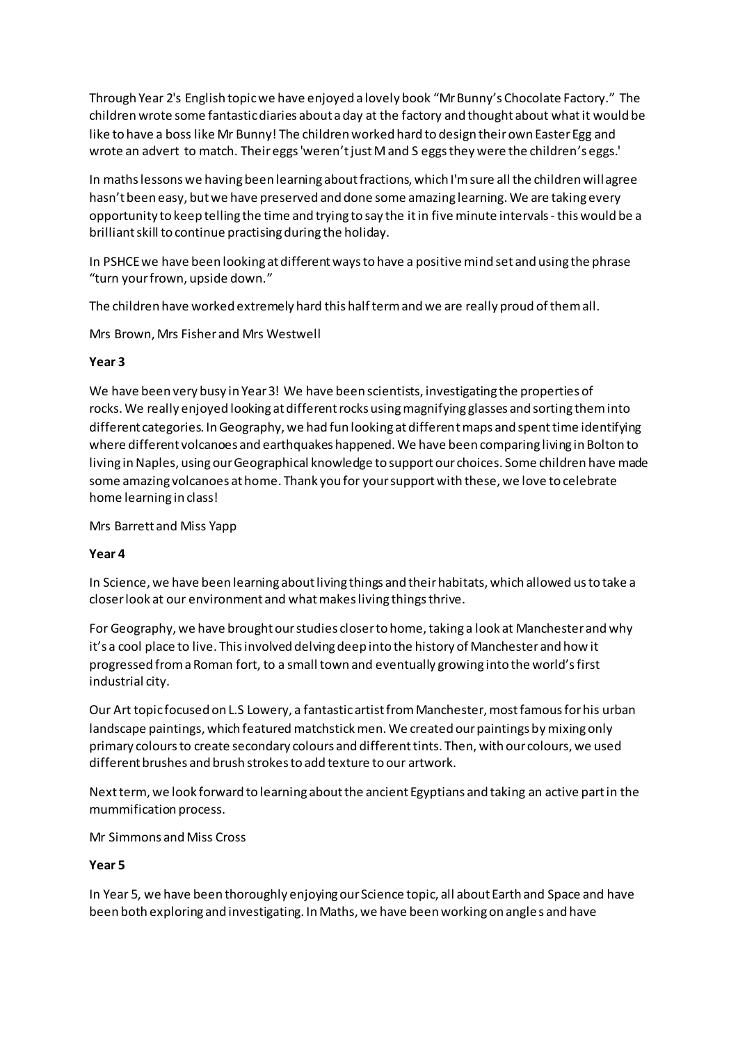Through Year 2's English topic we have enjoyed a lovely book "Mr Bunny's Chocolate Factory." The children wrote some fantastic diaries about a day at the factory and thought about what it would be like to have a boss like Mr Bunny! The children worked hard to design their own Easter Egg and wrote an advert to match. Their eggs 'weren't just M and S eggs they were the children's eggs.'

In maths lessons we having been learning about fractions, which I'm sure all the children will agree hasn't been easy, but we have preserved and done some amazing learning. We are taking every opportunity to keep telling the time and trying to say the it in five minute intervals - this would be a brilliant skill to continue practising during the holiday.

In PSHCE we have been looking at different ways to have a positive mind set and using the phrase "turn your frown, upside down."

The children have worked extremely hard this half term and we are really proud of them all.

Mrs Brown, Mrs Fisher and Mrs Westwell

**Year 3**

We have been very busy in Year 3! We have been scientists, investigating the properties of rocks. We really enjoyed looking at different rocks using magnifying glasses and sorting them into different categories. In Geography, we had fun looking at different maps and spent time identifying where different volcanoes and earthquakes happened. We have been comparing living in Bolton to living in Naples, using our Geographical knowledge to support our choices. Some children have made some amazing volcanoes at home. Thank you for your support with these, we love to celebrate home learning in class!

Mrs Barrett and Miss Yapp

**Year 4**

In Science, we have been learning about living things and their habitats, which allowed us to take a closer look at our environment and what makes living things thrive.

For Geography, we have brought our studies closer to home, taking a look at Manchester and why it's a cool place to live. This involved delving deep into the history of Manchester and how it progressed from a Roman fort, to a small town and eventually growing into the world's first industrial city.

Our Art topic focused on L.S Lowery, a fantastic artist from Manchester, most famous for his urban landscape paintings, which featured matchstick men. We created our paintings by mixing only primary colours to create secondary colours and different tints. Then, with our colours, we used different brushes and brush strokes to add texture to our artwork.

Next term, we look forward to learning about the ancient Egyptians and taking an active part in the mummification process.

Mr Simmons and Miss Cross

**Year 5**

In Year 5, we have been thoroughly enjoying our Science topic, all about Earth and Space and have been both exploring and investigating. In Maths, we have been working on angles and have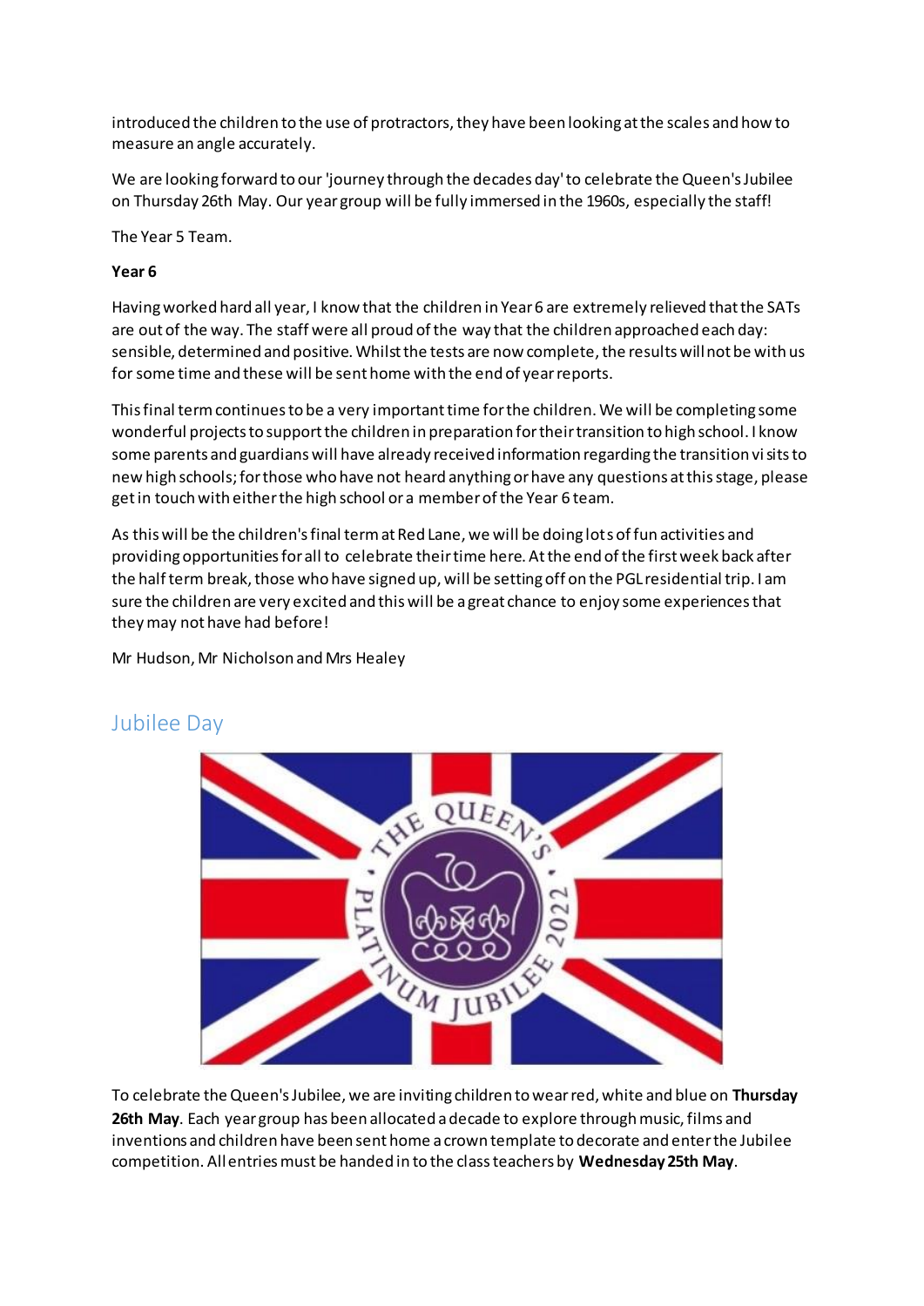introduced the children to the use of protractors, they have been looking at the scales and how to measure an angle accurately.

We are looking forward to our 'journey through the decades day' to celebrate the Queen's Jubilee on Thursday 26th May. Our year group will be fully immersed in the 1960s, especially the staff!

The Year 5 Team.

**Year 6**

Having worked hard all year, I know that the children in Year 6 are extremely relieved that the SATs are out of the way. The staff were all proud of the way that the children approached each day: sensible, determined and positive. Whilst the tests are now complete, the results will not be with us for some time and these will be sent home with the end of year reports.

This final term continues to be a very important time for the children. We will be completing some wonderful projects to support the children in preparation for their transition to high school. I know some parents and guardians will have already received information regarding the transition visits to new high schools; for those who have not heard anything or have any questions at this stage, please get in touch with either the high school or a member of the Year 6 team.

As this will be the children's final term at Red Lane, we will be doing lots of fun activities and providing opportunities for all to celebrate their time here. At the end of the first week back after the half term break, those who have signed up, will be setting off on the PGL residential trip. I am sure the children are very excited and this will be a great chance to enjoy some experiences that they may not have had before!

Mr Hudson, Mr Nicholson and Mrs Healey

## Jubilee Day

To celebrate the Queen's Jubilee, we are inviting children to wear red, white and blue on **Thursday 26th May**. Each year group has been allocated a decade to explore through music, films and inventions and children have been sent home a crown template to decorate and enter the Jubilee competition. All entries must be handed in to the class teachers by **Wednesday 25th May**.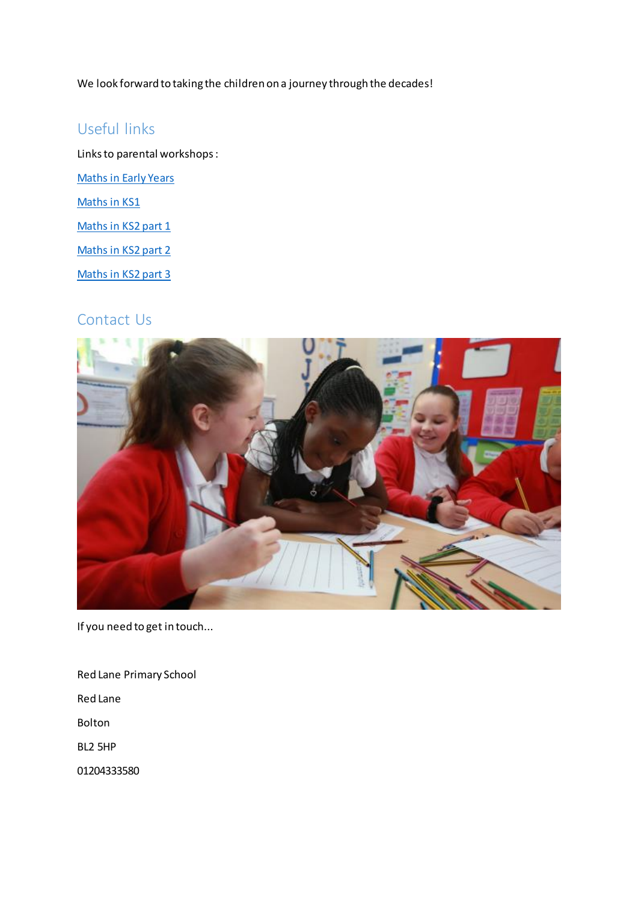We look forward to taking the children on a journey through the decades!

## Useful links

Links to parental workshops :

[Maths in Early Years]

[Maths in KS1]

[Maths in KS2 part 1]

[Maths in KS2 part 2]

[Maths in KS2 part 3]

## Contact Us

If you need to get in touch...

Red Lane Primary School

Red Lane

Bolton

BL2 5HP

01204333580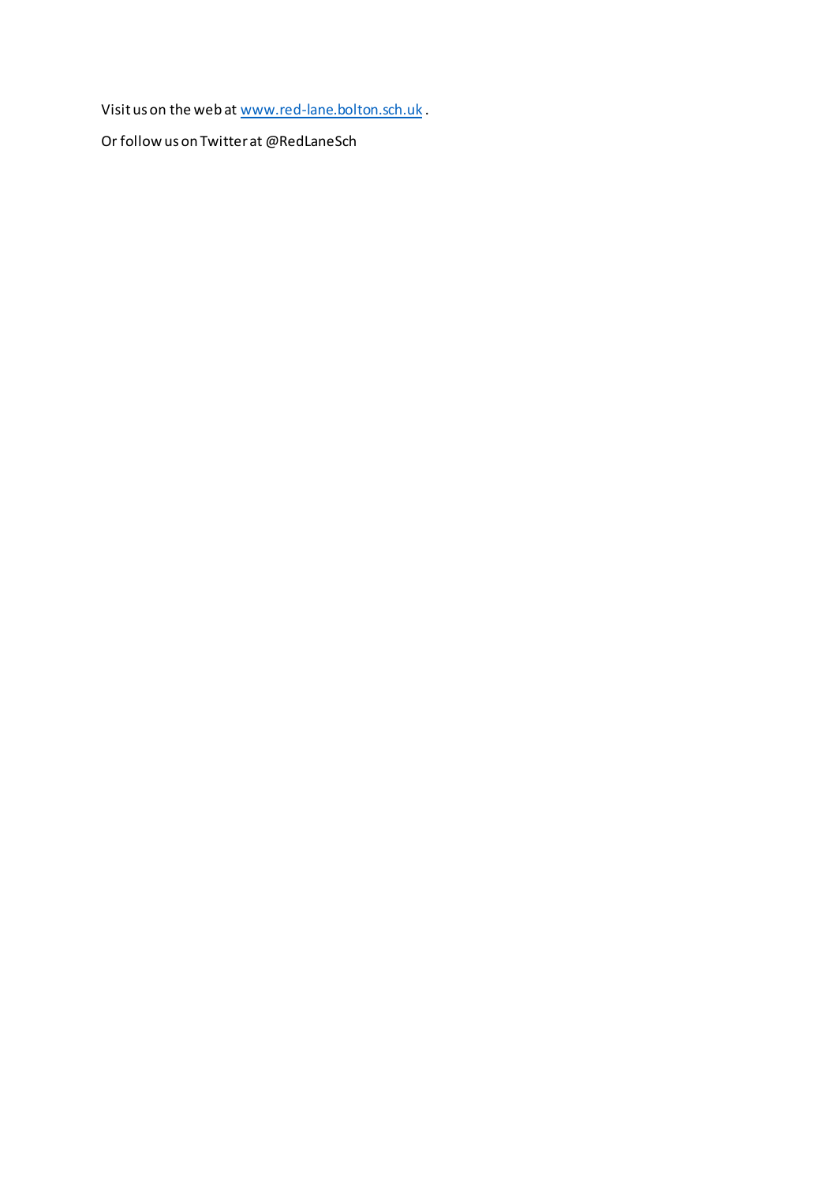Visit us on the web at www.red-lane.bolton.sch.uk .

Or follow us on Twitter at @RedLaneSch